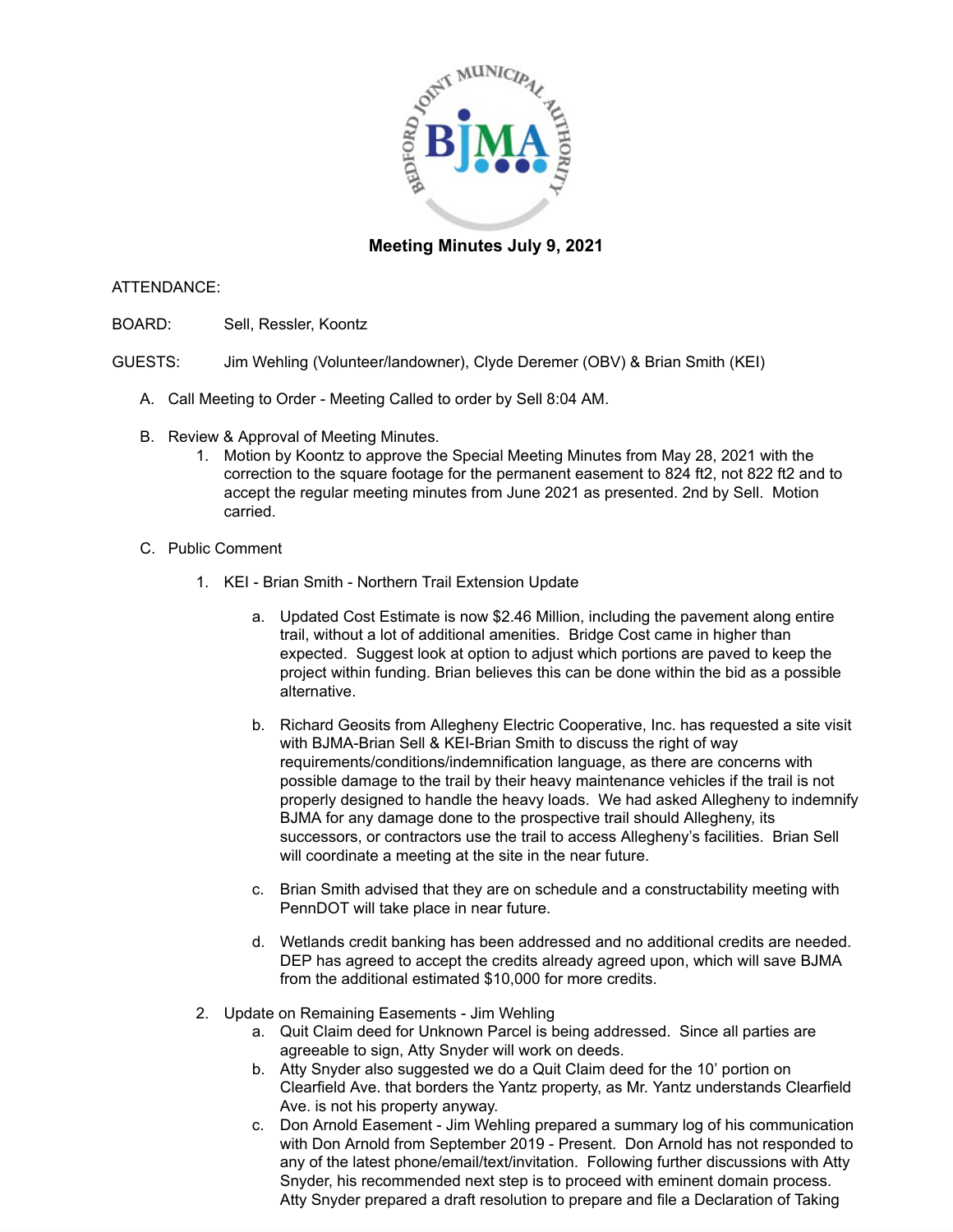## Meeting Minutes July 9, 2021

ATTENDANCE:

BOARD: Sell, Ressler, Koontz

GUESTS: Jim Wehling (Volunteer/landowner), Clyde Deremer (OBV) & Brian Smith (KEI)

A. Call Meeting to Order - Meeting Called to order by Sell 8:04 AM.

B. Review & Approval of Meeting Minutes.
   1. Motion by Koontz to approve the Special Meeting Minutes from May 28, 2021 with the correction to the square footage for the permanent easement to 824 ft2, not 822 ft2 and to accept the regular meeting minutes from June 2021 as presented. 2nd by Sell. Motion carried.

C. Public Comment

   1. KEI - Brian Smith - Northern Trail Extension Update

      a. Updated Cost Estimate is now $2.46 Million, including the pavement along entire trail, without a lot of additional amenities. Bridge Cost came in higher than expected. Suggest look at option to adjust which portions are paved to keep the project within funding. Brian believes this can be done within the bid as a possible alternative.

      b. Richard Geosits from Allegheny Electric Cooperative, Inc. has requested a site visit with BJMA-Brian Sell & KEI-Brian Smith to discuss the right of way requirements/conditions/indemnification language, as there are concerns with possible damage to the trail by their heavy maintenance vehicles if the trail is not properly designed to handle the heavy loads. We had asked Allegheny to indemnify BJMA for any damage done to the prospective trail should Allegheny, its successors, or contractors use the trail to access Allegheny's facilities. Brian Sell will coordinate a meeting at the site in the near future.

      c. Brian Smith advised that they are on schedule and a constructability meeting with PennDOT will take place in near future.

      d. Wetlands credit banking has been addressed and no additional credits are needed. DEP has agreed to accept the credits already agreed upon, which will save BJMA from the additional estimated $10,000 for more credits.

   2. Update on Remaining Easements - Jim Wehling
      a. Quit Claim deed for Unknown Parcel is being addressed. Since all parties are agreeable to sign, Atty Snyder will work on deeds.
      b. Atty Snyder also suggested we do a Quit Claim deed for the 10' portion on Clearfield Ave. that borders the Yantz property, as Mr. Yantz understands Clearfield Ave. is not his property anyway.
      c. Don Arnold Easement - Jim Wehling prepared a summary log of his communication with Don Arnold from September 2019 - Present. Don Arnold has not responded to any of the latest phone/email/text/invitation. Following further discussions with Atty Snyder, his recommended next step is to proceed with eminent domain process. Atty Snyder prepared a draft resolution to prepare and file a Declaration of Taking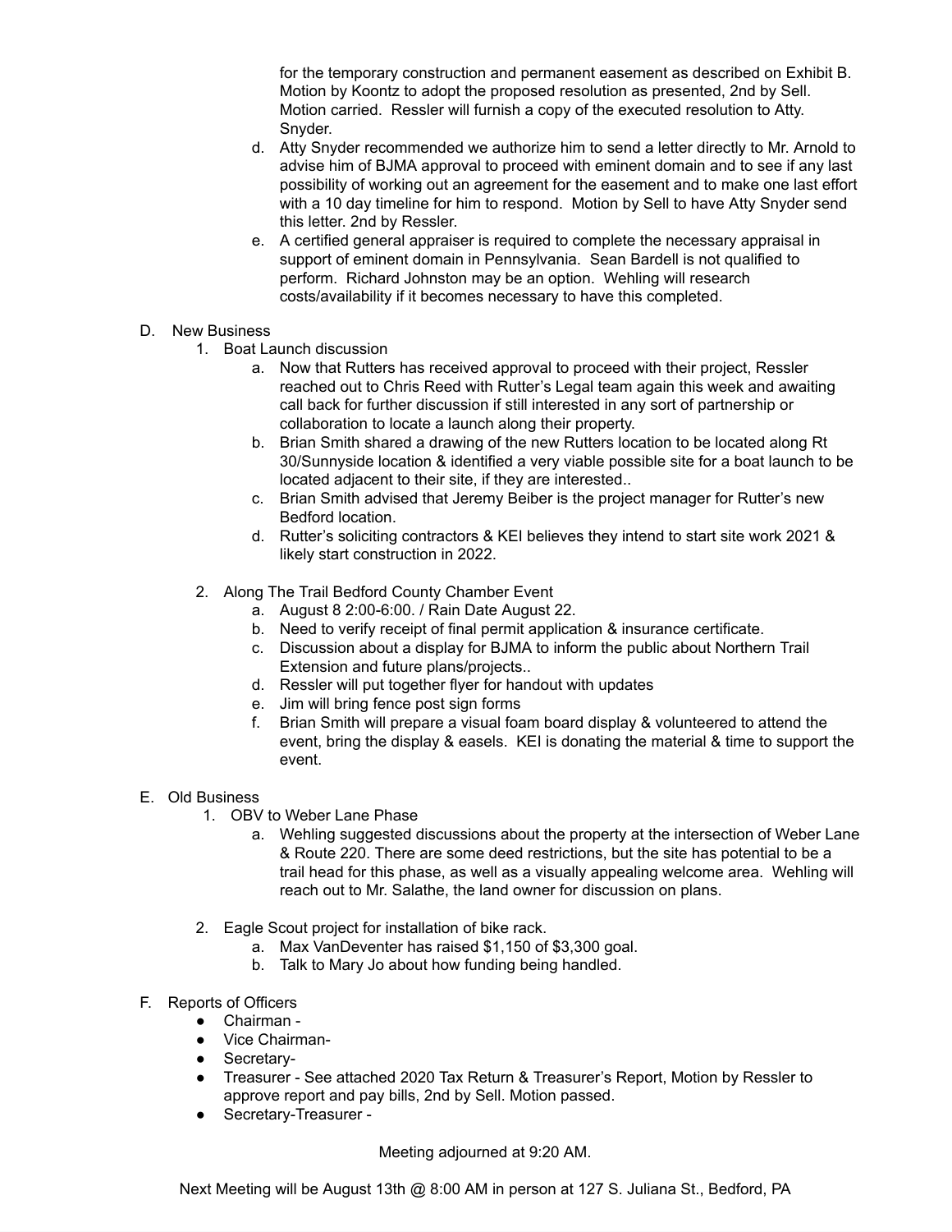for the temporary construction and permanent easement as described on Exhibit B. Motion by Koontz to adopt the proposed resolution as presented, 2nd by Sell. Motion carried. Ressler will furnish a copy of the executed resolution to Atty. Snyder.

d. Atty Snyder recommended we authorize him to send a letter directly to Mr. Arnold to advise him of BJMA approval to proceed with eminent domain and to see if any last possibility of working out an agreement for the easement and to make one last effort with a 10 day timeline for him to respond. Motion by Sell to have Atty Snyder send this letter. 2nd by Ressler.

e. A certified general appraiser is required to complete the necessary appraisal in support of eminent domain in Pennsylvania. Sean Bardell is not qualified to perform. Richard Johnston may be an option. Wehling will research costs/availability if it becomes necessary to have this completed.

D. New Business

1. Boat Launch discussion
   a. Now that Rutters has received approval to proceed with their project, Ressler reached out to Chris Reed with Rutter's Legal team again this week and awaiting call back for further discussion if still interested in any sort of partnership or collaboration to locate a launch along their property.
   b. Brian Smith shared a drawing of the new Rutters location to be located along Rt 30/Sunnyside location & identified a very viable possible site for a boat launch to be located adjacent to their site, if they are interested..
   c. Brian Smith advised that Jeremy Beiber is the project manager for Rutter's new Bedford location.
   d. Rutter's soliciting contractors & KEI believes they intend to start site work 2021 & likely start construction in 2022.

2. Along The Trail Bedford County Chamber Event
   a. August 8 2:00-6:00. / Rain Date August 22.
   b. Need to verify receipt of final permit application & insurance certificate.
   c. Discussion about a display for BJMA to inform the public about Northern Trail Extension and future plans/projects..
   d. Ressler will put together flyer for handout with updates
   e. Jim will bring fence post sign forms
   f. Brian Smith will prepare a visual foam board display & volunteered to attend the event, bring the display & easels. KEI is donating the material & time to support the event.

E. Old Business

1. OBV to Weber Lane Phase
   a. Wehling suggested discussions about the property at the intersection of Weber Lane & Route 220. There are some deed restrictions, but the site has potential to be a trail head for this phase, as well as a visually appealing welcome area. Wehling will reach out to Mr. Salathe, the land owner for discussion on plans.

2. Eagle Scout project for installation of bike rack.
   a. Max VanDeventer has raised $1,150 of $3,300 goal.
   b. Talk to Mary Jo about how funding being handled.

F. Reports of Officers

- Chairman -
- Vice Chairman-
- Secretary-
- Treasurer - See attached 2020 Tax Return & Treasurer's Report, Motion by Ressler to approve report and pay bills, 2nd by Sell. Motion passed.
- Secretary-Treasurer -

Meeting adjourned at 9:20 AM.

Next Meeting will be August 13th @ 8:00 AM in person at 127 S. Juliana St., Bedford, PA